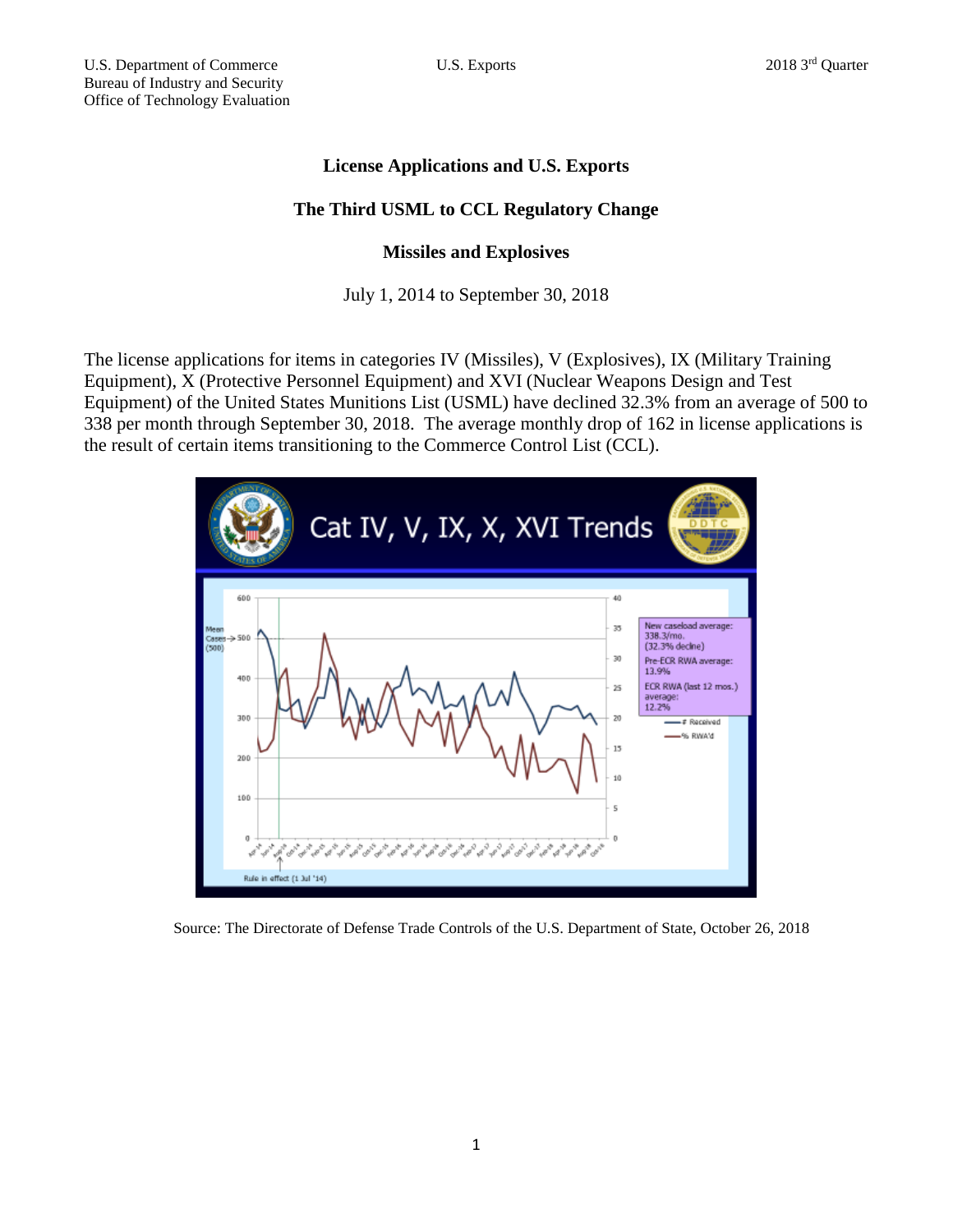U.S. Department of Commerce
Bureau of Industry and Security
Office of Technology Evaluation

U.S. Exports

2018 3rd Quarter

## License Applications and U.S. Exports

## The Third USML to CCL Regulatory Change

## Missiles and Explosives

July 1, 2014 to September 30, 2018

The license applications for items in categories IV (Missiles), V (Explosives), IX (Military Training Equipment), X (Protective Personnel Equipment) and XVI (Nuclear Weapons Design and Test Equipment) of the United States Munitions List (USML) have declined 32.3% from an average of 500 to 338 per month through September 30, 2018. The average monthly drop of 162 in license applications is the result of certain items transitioning to the Commerce Control List (CCL).

Cat IV, V, IX, X, XVI Trends

New caseload average: 338.3/mo. (32.3% decline)
Pre-ECR RWA average: 13.9%
ECR RWA (last 12 mos.) average: 12.2%

— # Received
— % RWA'd

Mean Cases (500)

Rule in effect (1 Jul '14)

Source: The Directorate of Defense Trade Controls of the U.S. Department of State, October 26, 2018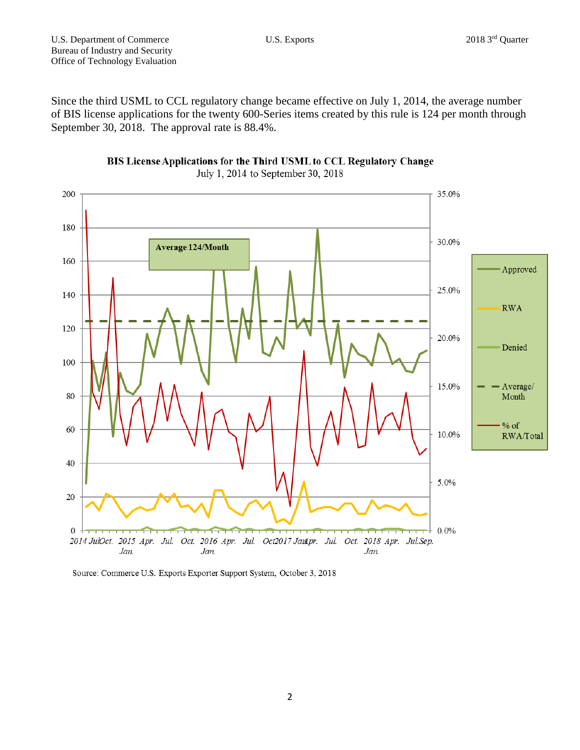Since the third USML to CCL regulatory change became effective on July 1, 2014, the average number of BIS license applications for the twenty 600-Series items created by this rule is 124 per month through September 30, 2018. The approval rate is 88.4%.

**BIS License Applications for the Third USML to CCL Regulatory Change**

July 1, 2014 to September 30, 2018

Source: Commerce U.S. Exports Exporter Support System, October 3, 2018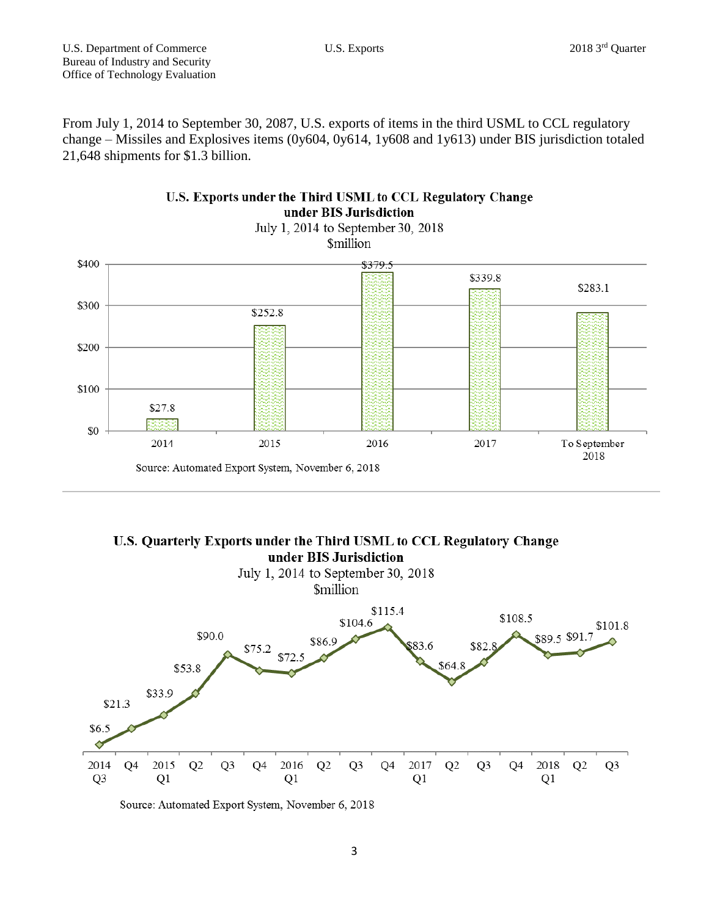From July 1, 2014 to September 30, 2087, U.S. exports of items in the third USML to CCL regulatory change – Missiles and Explosives items (0y604, 0y614, 1y608 and 1y613) under BIS jurisdiction totaled 21,648 shipments for $1.3 billion.

**U.S. Exports under the Third USML to CCL Regulatory Change under BIS Jurisdiction**
July 1, 2014 to September 30, 2018
$million

| Year | $million |
|---|---|
| 2014 | $27.8 |
| 2015 | $252.8 |
| 2016 | $379.5 |
| 2017 | $339.8 |
| To September 2018 | $283.1 |

Source: Automated Export System, November 6, 2018

**U.S. Quarterly Exports under the Third USML to CCL Regulatory Change under BIS Jurisdiction**
July 1, 2014 to September 30, 2018
$million

| Quarter | $million |
|---|---|
| 2014 Q3 | $6.5 |
| Q4 | $21.3 |
| 2015 Q1 | $33.9 |
| Q2 | $53.8 |
| Q3 | $90.0 |
| Q4 | $75.2 |
| 2016 Q1 | $72.5 |
| Q2 | $86.9 |
| Q3 | $104.6 |
| Q4 | $115.4 |
| 2017 Q1 | $83.6 |
| Q2 | $64.8 |
| Q3 | $82.8 |
| Q4 | $108.5 |
| 2018 Q1 | $89.5 |
| Q2 | $91.7 |
| Q3 | $101.8 |

Source: Automated Export System, November 6, 2018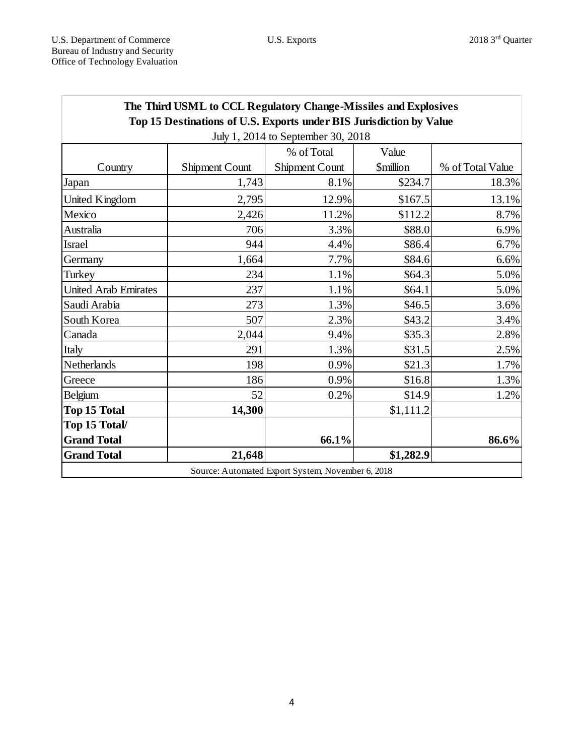**The Third USML to CCL Regulatory Change-Missiles and Explosives**
**Top 15 Destinations of U.S. Exports under BIS Jurisdiction by Value**
July 1, 2014 to September 30, 2018

| Country | Shipment Count | % of Total Shipment Count | Value $million | % of Total Value |
|---|---|---|---|---|
| Japan | 1,743 | 8.1% | $234.7 | 18.3% |
| United Kingdom | 2,795 | 12.9% | $167.5 | 13.1% |
| Mexico | 2,426 | 11.2% | $112.2 | 8.7% |
| Australia | 706 | 3.3% | $88.0 | 6.9% |
| Israel | 944 | 4.4% | $86.4 | 6.7% |
| Germany | 1,664 | 7.7% | $84.6 | 6.6% |
| Turkey | 234 | 1.1% | $64.3 | 5.0% |
| United Arab Emirates | 237 | 1.1% | $64.1 | 5.0% |
| Saudi Arabia | 273 | 1.3% | $46.5 | 3.6% |
| South Korea | 507 | 2.3% | $43.2 | 3.4% |
| Canada | 2,044 | 9.4% | $35.3 | 2.8% |
| Italy | 291 | 1.3% | $31.5 | 2.5% |
| Netherlands | 198 | 0.9% | $21.3 | 1.7% |
| Greece | 186 | 0.9% | $16.8 | 1.3% |
| Belgium | 52 | 0.2% | $14.9 | 1.2% |
| **Top 15 Total** | **14,300** | | $1,111.2 | |
| **Top 15 Total/ Grand Total** | | **66.1%** | | **86.6%** |
| **Grand Total** | **21,648** | | **$1,282.9** | |

Source: Automated Export System, November 6, 2018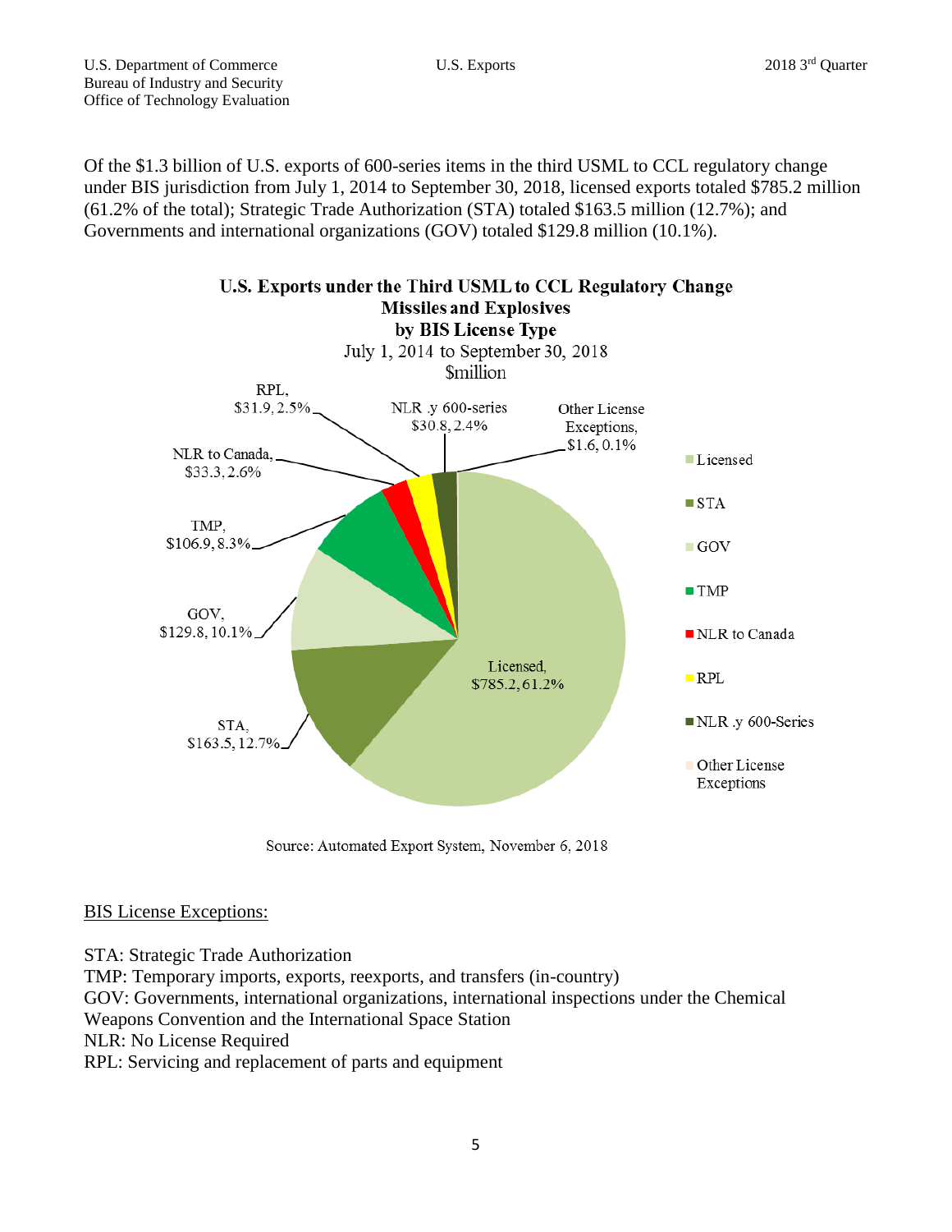Of the $1.3 billion of U.S. exports of 600-series items in the third USML to CCL regulatory change under BIS jurisdiction from July 1, 2014 to September 30, 2018, licensed exports totaled $785.2 million (61.2% of the total); Strategic Trade Authorization (STA) totaled $163.5 million (12.7%); and Governments and international organizations (GOV) totaled $129.8 million (10.1%).

**U.S. Exports under the Third USML to CCL Regulatory Change**
**Missiles and Explosives**
**by BIS License Type**
July 1, 2014 to September 30, 2018
$million

RPL, $31.9, 2.5%
NLR .y 600-series $30.8, 2.4%
Other License Exceptions, $1.6, 0.1%
NLR to Canada, $33.3, 2.6%
TMP, $106.9, 8.3%
GOV, $129.8, 10.1%
STA, $163.5, 12.7%
Licensed, $785.2, 61.2%

Licensed
STA
GOV
TMP
NLR to Canada
RPL
NLR .y 600-Series
Other License Exceptions

Source: Automated Export System, November 6, 2018

BIS License Exceptions:

STA: Strategic Trade Authorization
TMP: Temporary imports, exports, reexports, and transfers (in-country)
GOV: Governments, international organizations, international inspections under the Chemical Weapons Convention and the International Space Station
NLR: No License Required
RPL: Servicing and replacement of parts and equipment